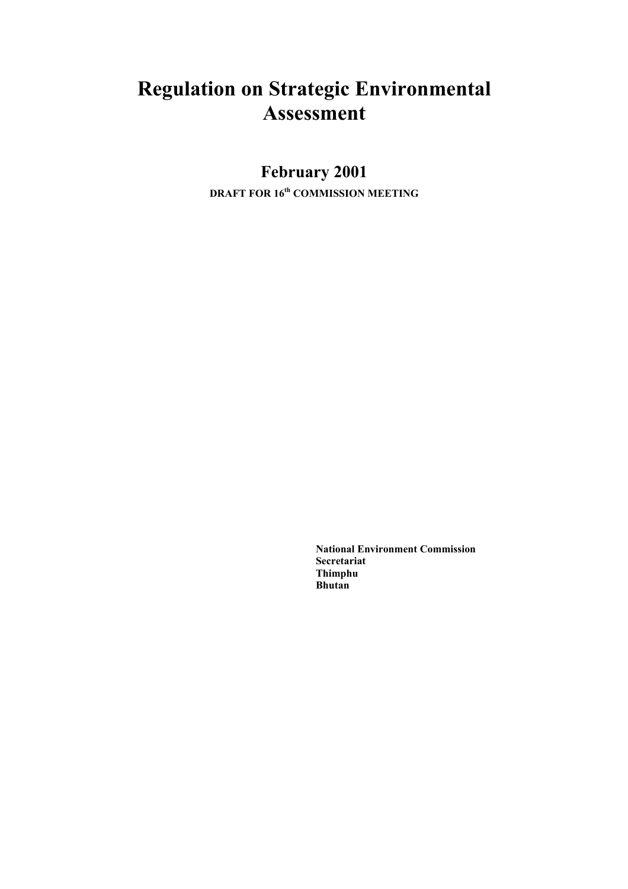# Regulation on Strategic Environmental Assessment

## February 2001

**DRAFT FOR 16th COMMISSION MEETING**

**National Environment Commission**
**Secretariat**
**Thimphu**
**Bhutan**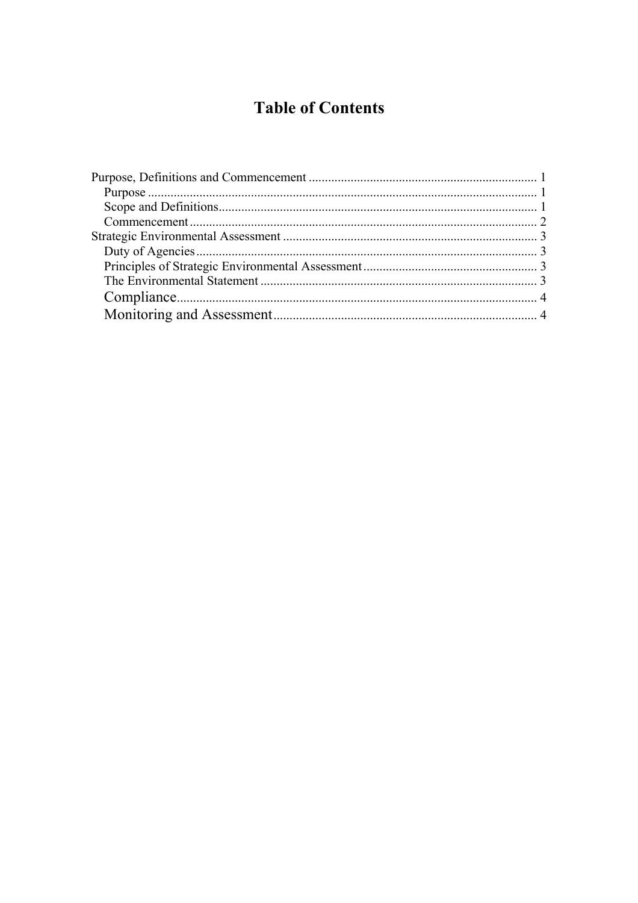# Table of Contents

- Purpose, Definitions and Commencement ........................................................ 1
  - Purpose ........................................................ 1
  - Scope and Definitions ........................................................ 1
  - Commencement ........................................................ 2
- Strategic Environmental Assessment ........................................................ 3
  - Duty of Agencies ........................................................ 3
  - Principles of Strategic Environmental Assessment ........................................................ 3
  - The Environmental Statement ........................................................ 3
  - Compliance ........................................................ 4
  - Monitoring and Assessment ........................................................ 4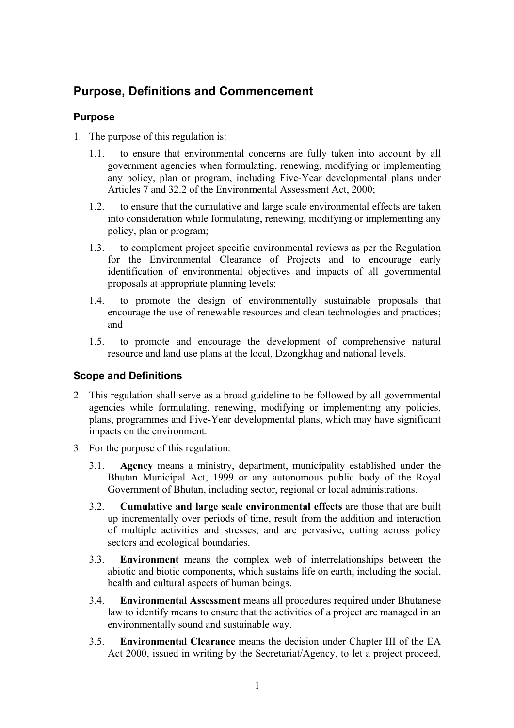## Purpose, Definitions and Commencement

### Purpose

1. The purpose of this regulation is:
   1.1. to ensure that environmental concerns are fully taken into account by all government agencies when formulating, renewing, modifying or implementing any policy, plan or program, including Five-Year developmental plans under Articles 7 and 32.2 of the Environmental Assessment Act, 2000;
   1.2. to ensure that the cumulative and large scale environmental effects are taken into consideration while formulating, renewing, modifying or implementing any policy, plan or program;
   1.3. to complement project specific environmental reviews as per the Regulation for the Environmental Clearance of Projects and to encourage early identification of environmental objectives and impacts of all governmental proposals at appropriate planning levels;
   1.4. to promote the design of environmentally sustainable proposals that encourage the use of renewable resources and clean technologies and practices; and
   1.5. to promote and encourage the development of comprehensive natural resource and land use plans at the local, Dzongkhag and national levels.

### Scope and Definitions

2. This regulation shall serve as a broad guideline to be followed by all governmental agencies while formulating, renewing, modifying or implementing any policies, plans, programmes and Five-Year developmental plans, which may have significant impacts on the environment.
3. For the purpose of this regulation:
   3.1. **Agency** means a ministry, department, municipality established under the Bhutan Municipal Act, 1999 or any autonomous public body of the Royal Government of Bhutan, including sector, regional or local administrations.
   3.2. **Cumulative and large scale environmental effects** are those that are built up incrementally over periods of time, result from the addition and interaction of multiple activities and stresses, and are pervasive, cutting across policy sectors and ecological boundaries.
   3.3. **Environment** means the complex web of interrelationships between the abiotic and biotic components, which sustains life on earth, including the social, health and cultural aspects of human beings.
   3.4. **Environmental Assessment** means all procedures required under Bhutanese law to identify means to ensure that the activities of a project are managed in an environmentally sound and sustainable way.
   3.5. **Environmental Clearance** means the decision under Chapter III of the EA Act 2000, issued in writing by the Secretariat/Agency, to let a project proceed,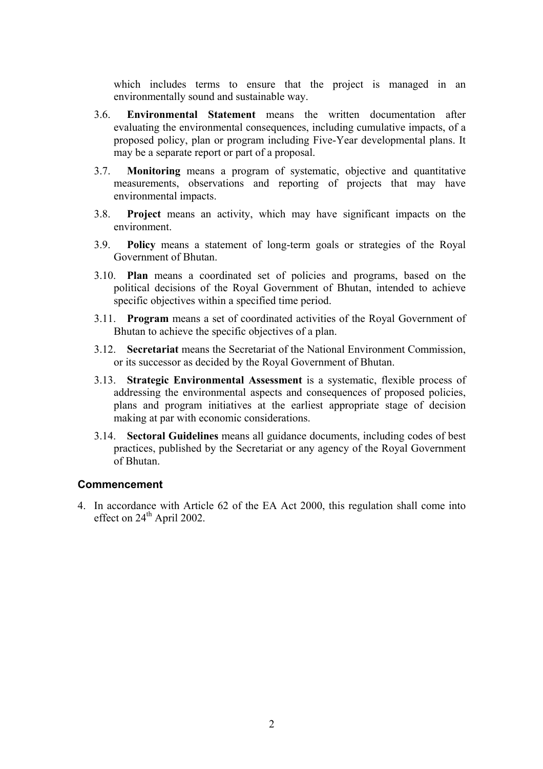which includes terms to ensure that the project is managed in an environmentally sound and sustainable way.

3.6. **Environmental Statement** means the written documentation after evaluating the environmental consequences, including cumulative impacts, of a proposed policy, plan or program including Five-Year developmental plans. It may be a separate report or part of a proposal.

3.7. **Monitoring** means a program of systematic, objective and quantitative measurements, observations and reporting of projects that may have environmental impacts.

3.8. **Project** means an activity, which may have significant impacts on the environment.

3.9. **Policy** means a statement of long-term goals or strategies of the Royal Government of Bhutan.

3.10. **Plan** means a coordinated set of policies and programs, based on the political decisions of the Royal Government of Bhutan, intended to achieve specific objectives within a specified time period.

3.11. **Program** means a set of coordinated activities of the Royal Government of Bhutan to achieve the specific objectives of a plan.

3.12. **Secretariat** means the Secretariat of the National Environment Commission, or its successor as decided by the Royal Government of Bhutan.

3.13. **Strategic Environmental Assessment** is a systematic, flexible process of addressing the environmental aspects and consequences of proposed policies, plans and program initiatives at the earliest appropriate stage of decision making at par with economic considerations.

3.14. **Sectoral Guidelines** means all guidance documents, including codes of best practices, published by the Secretariat or any agency of the Royal Government of Bhutan.

### Commencement

4. In accordance with Article 62 of the EA Act 2000, this regulation shall come into effect on 24th April 2002.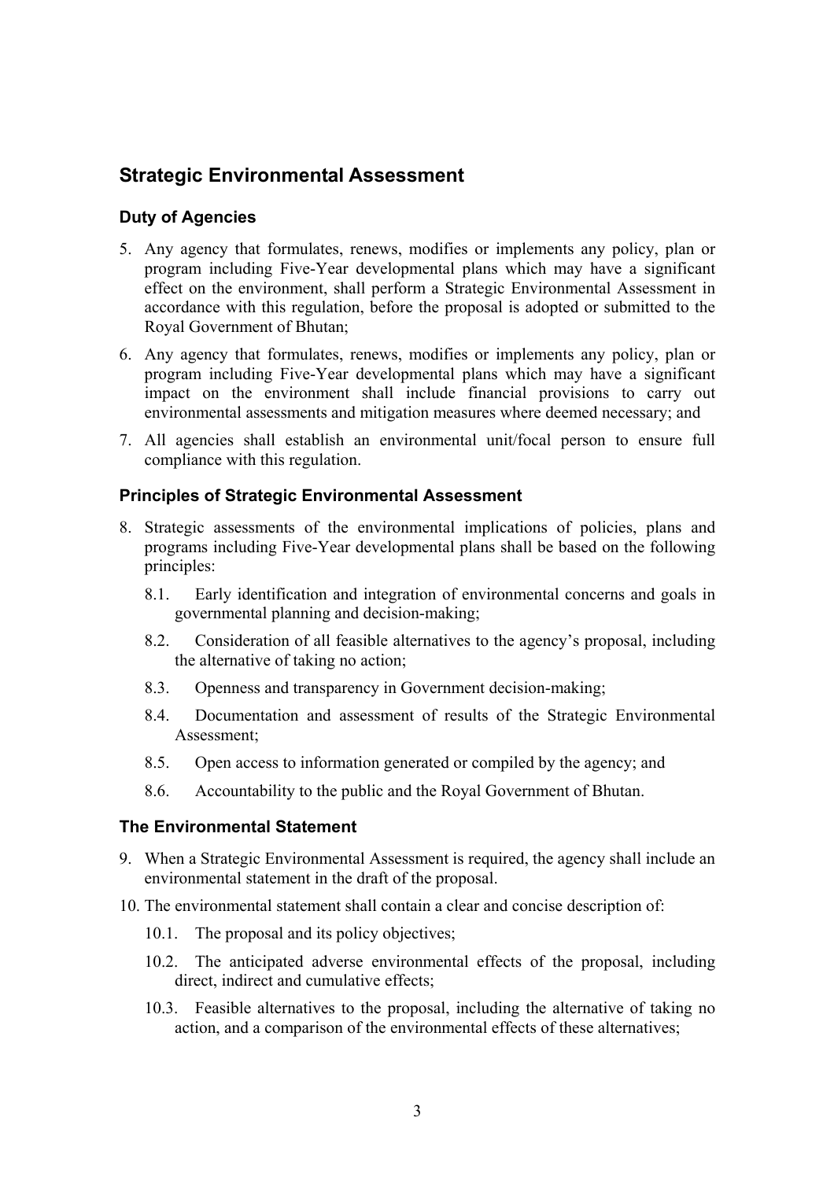## Strategic Environmental Assessment

### Duty of Agencies

5. Any agency that formulates, renews, modifies or implements any policy, plan or program including Five-Year developmental plans which may have a significant effect on the environment, shall perform a Strategic Environmental Assessment in accordance with this regulation, before the proposal is adopted or submitted to the Royal Government of Bhutan;
6. Any agency that formulates, renews, modifies or implements any policy, plan or program including Five-Year developmental plans which may have a significant impact on the environment shall include financial provisions to carry out environmental assessments and mitigation measures where deemed necessary; and
7. All agencies shall establish an environmental unit/focal person to ensure full compliance with this regulation.

### Principles of Strategic Environmental Assessment

8. Strategic assessments of the environmental implications of policies, plans and programs including Five-Year developmental plans shall be based on the following principles:
   - 8.1. Early identification and integration of environmental concerns and goals in governmental planning and decision-making;
   - 8.2. Consideration of all feasible alternatives to the agency's proposal, including the alternative of taking no action;
   - 8.3. Openness and transparency in Government decision-making;
   - 8.4. Documentation and assessment of results of the Strategic Environmental Assessment;
   - 8.5. Open access to information generated or compiled by the agency; and
   - 8.6. Accountability to the public and the Royal Government of Bhutan.

### The Environmental Statement

9. When a Strategic Environmental Assessment is required, the agency shall include an environmental statement in the draft of the proposal.
10. The environmental statement shall contain a clear and concise description of:
    - 10.1. The proposal and its policy objectives;
    - 10.2. The anticipated adverse environmental effects of the proposal, including direct, indirect and cumulative effects;
    - 10.3. Feasible alternatives to the proposal, including the alternative of taking no action, and a comparison of the environmental effects of these alternatives;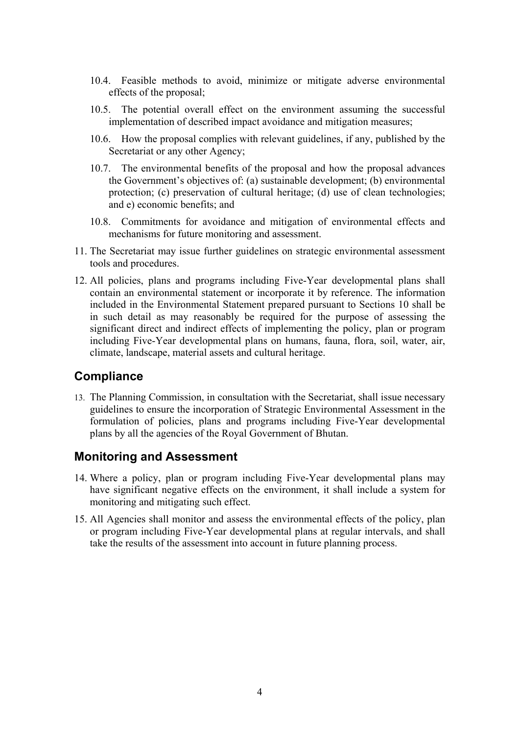10.4. Feasible methods to avoid, minimize or mitigate adverse environmental effects of the proposal;

10.5. The potential overall effect on the environment assuming the successful implementation of described impact avoidance and mitigation measures;

10.6. How the proposal complies with relevant guidelines, if any, published by the Secretariat or any other Agency;

10.7. The environmental benefits of the proposal and how the proposal advances the Government's objectives of: (a) sustainable development; (b) environmental protection; (c) preservation of cultural heritage; (d) use of clean technologies; and e) economic benefits; and

10.8. Commitments for avoidance and mitigation of environmental effects and mechanisms for future monitoring and assessment.

11. The Secretariat may issue further guidelines on strategic environmental assessment tools and procedures.

12. All policies, plans and programs including Five-Year developmental plans shall contain an environmental statement or incorporate it by reference. The information included in the Environmental Statement prepared pursuant to Sections 10 shall be in such detail as may reasonably be required for the purpose of assessing the significant direct and indirect effects of implementing the policy, plan or program including Five-Year developmental plans on humans, fauna, flora, soil, water, air, climate, landscape, material assets and cultural heritage.

## Compliance

13. The Planning Commission, in consultation with the Secretariat, shall issue necessary guidelines to ensure the incorporation of Strategic Environmental Assessment in the formulation of policies, plans and programs including Five-Year developmental plans by all the agencies of the Royal Government of Bhutan.

## Monitoring and Assessment

14. Where a policy, plan or program including Five-Year developmental plans may have significant negative effects on the environment, it shall include a system for monitoring and mitigating such effect.

15. All Agencies shall monitor and assess the environmental effects of the policy, plan or program including Five-Year developmental plans at regular intervals, and shall take the results of the assessment into account in future planning process.